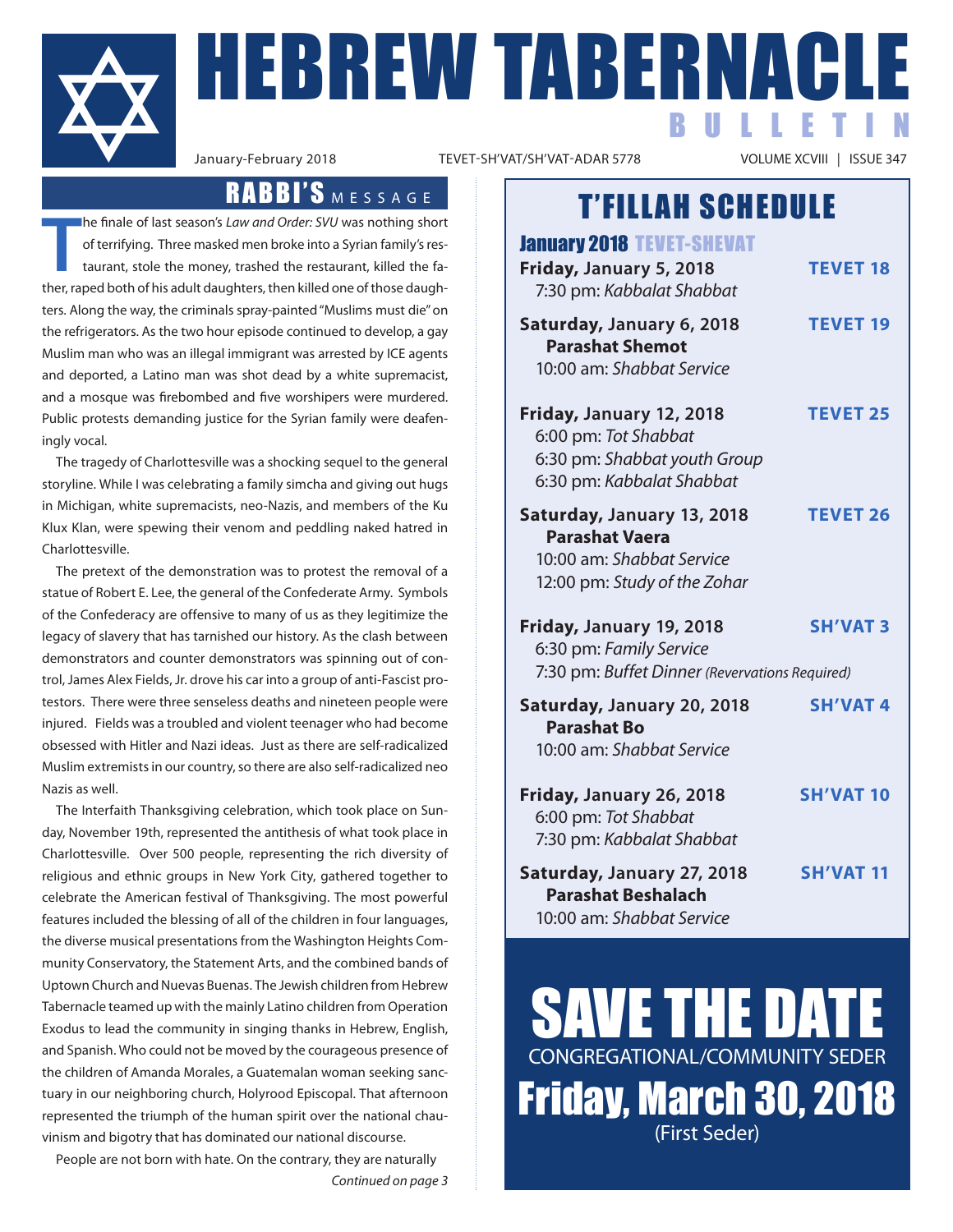# HEBREW TABERNACLE BULLETIN

January-February 2018 | TEVET-SH'VAT/SH'VAT-ADAR 5778 | VOLUME XCVIII | ISSUE 347

## RABBI'S MESSAGE

The finale of last season's *Law and Order: SVU* was nothing short of terrifying. Three masked men broke into a Syrian family's restaurant, stole the money, trashed the restaurant, killed the father, raped both of his adult daughters, then killed one of those daughters. Along the way, the criminals spray-painted "Muslims must die" on the refrigerators. As the two hour episode continued to develop, a gay Muslim man who was an illegal immigrant was arrested by ICE agents and deported, a Latino man was shot dead by a white supremacist, and a mosque was firebombed and five worshipers were murdered. Public protests demanding justice for the Syrian family were deafeningly vocal.

The tragedy of Charlottesville was a shocking sequel to the general storyline. While I was celebrating a family simcha and giving out hugs in Michigan, white supremacists, neo-Nazis, and members of the Ku Klux Klan, were spewing their venom and peddling naked hatred in Charlottesville.

The pretext of the demonstration was to protest the removal of a statue of Robert E. Lee, the general of the Confederate Army. Symbols of the Confederacy are offensive to many of us as they legitimize the legacy of slavery that has tarnished our history. As the clash between demonstrators and counter demonstrators was spinning out of control, James Alex Fields, Jr. drove his car into a group of anti-Fascist protestors. There were three senseless deaths and nineteen people were injured. Fields was a troubled and violent teenager who had become obsessed with Hitler and Nazi ideas. Just as there are self-radicalized Muslim extremists in our country, so there are also self-radicalized neo Nazis as well.

The Interfaith Thanksgiving celebration, which took place on Sunday, November 19th, represented the antithesis of what took place in Charlottesville. Over 500 people, representing the rich diversity of religious and ethnic groups in New York City, gathered together to celebrate the American festival of Thanksgiving. The most powerful features included the blessing of all of the children in four languages, the diverse musical presentations from the Washington Heights Community Conservatory, the Statement Arts, and the combined bands of Uptown Church and Nuevas Buenas. The Jewish children from Hebrew Tabernacle teamed up with the mainly Latino children from Operation Exodus to lead the community in singing thanks in Hebrew, English, and Spanish. Who could not be moved by the courageous presence of the children of Amanda Morales, a Guatemalan woman seeking sanctuary in our neighboring church, Holyrood Episcopal. That afternoon represented the triumph of the human spirit over the national chauvinism and bigotry that has dominated our national discourse.

People are not born with hate. On the contrary, they are naturally

*Continued on page 3*

## T'FILLAH SCHEDULE

### January 2018 TEVET-SHEVAT

**Friday, January 5, 2018** — **TEVET 18**
7:30 pm: *Kabbalat Shabbat*

**Saturday, January 6, 2018** — **TEVET 19**
**Parashat Shemot**
10:00 am: *Shabbat Service*

**Friday, January 12, 2018** — **TEVET 25**
6:00 pm: *Tot Shabbat*
6:30 pm: *Shabbat youth Group*
6:30 pm: *Kabbalat Shabbat*

**Saturday, January 13, 2018** — **TEVET 26**
**Parashat Vaera**
10:00 am: *Shabbat Service*
12:00 pm: *Study of the Zohar*

**Friday, January 19, 2018** — **SH'VAT 3**
6:30 pm: *Family Service*
7:30 pm: *Buffet Dinner (Revervations Required)*

**Saturday, January 20, 2018** — **SH'VAT 4**
**Parashat Bo**
10:00 am: *Shabbat Service*

**Friday, January 26, 2018** — **SH'VAT 10**
6:00 pm: *Tot Shabbat*
7:30 pm: *Kabbalat Shabbat*

**Saturday, January 27, 2018** — **SH'VAT 11**
**Parashat Beshalach**
10:00 am: *Shabbat Service*

## SAVE THE DATE

CONGREGATIONAL/COMMUNITY SEDER

**Friday, March 30, 2018**

(First Seder)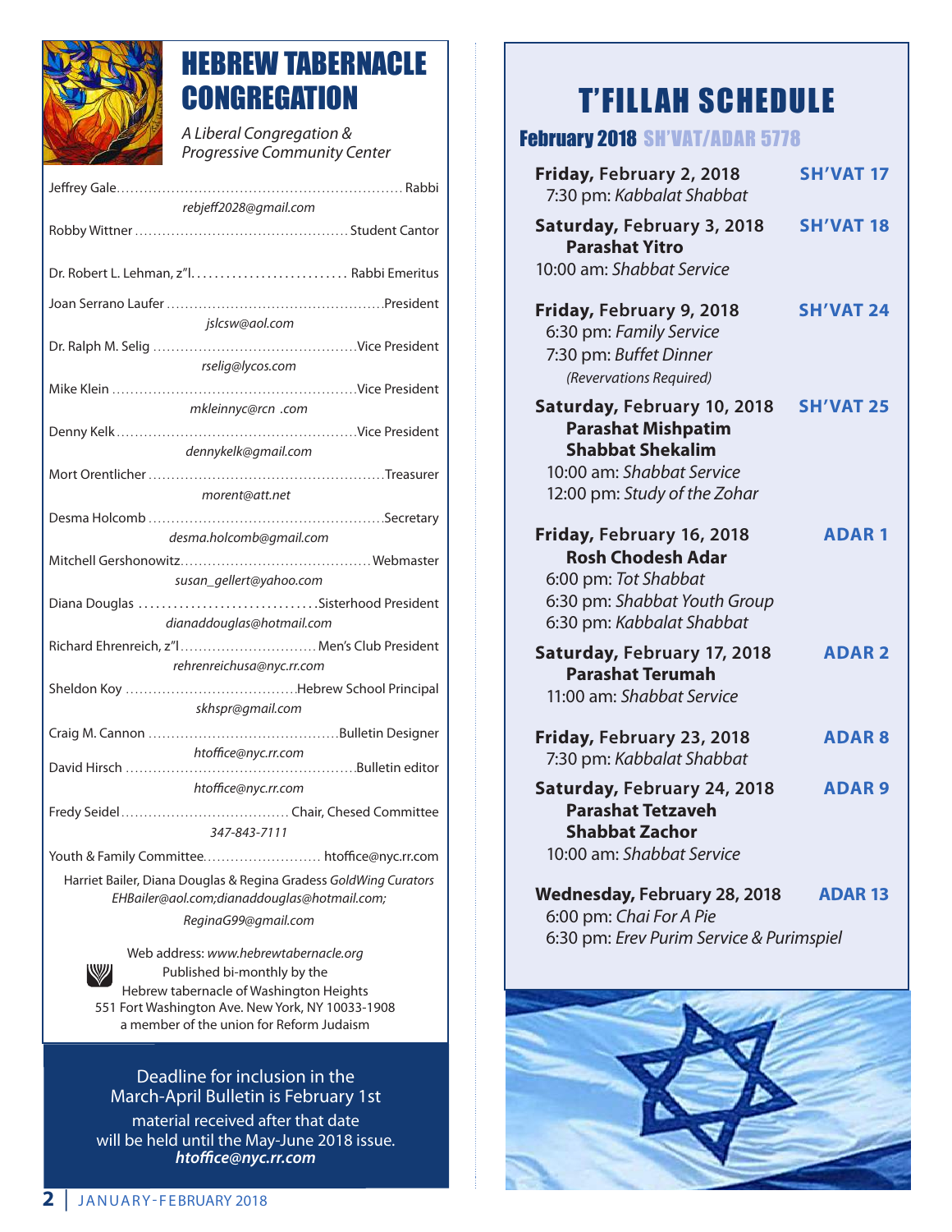# HEBREW TABERNACLE CONGREGATION

*A Liberal Congregation & Progressive Community Center*

Jeffrey Gale.............................................................. Rabbi
*rebjeff2028@gmail.com*

Robby Wittner .............................................. Student Cantor

Dr. Robert L. Lehman, z"l. .......................... Rabbi Emeritus

Joan Serrano Laufer ...............................................President
*jslcsw@aol.com*

Dr. Ralph M. Selig ............................................Vice President
*rselig@lycos.com*

Mike Klein .....................................................Vice President
*mkleinnyc@rcn .com*

Denny Kelk ....................................................Vice President
*dennykelk@gmail.com*

Mort Orentlicher ..................................................Treasurer
*morent@att.net*

Desma Holcomb ..................................................Secretary
*desma.holcomb@gmail.com*

Mitchell Gershonowitz......................................... Webmaster
*susan_gellert@yahoo.com*

Diana Douglas ..............................Sisterhood President
*dianaddouglas@hotmail.com*

Richard Ehrenreich, z"l............................. Men's Club President
*rehrenreichusa@nyc.rr.com*

Sheldon Koy .....................................Hebrew School Principal
*skhspr@gmail.com*

Craig M. Cannon .........................................Bulletin Designer
*htoffice@nyc.rr.com*

David Hirsch ..................................................Bulletin editor
*htoffice@nyc.rr.com*

Fredy Seidel.................................... Chair, Chesed Committee
*347-843-7111*

Youth & Family Committee......................... htoffice@nyc.rr.com

Harriet Bailer, Diana Douglas & Regina Gradess *GoldWing Curators*
*EHBailer@aol.com;dianaddouglas@hotmail.com;*
*ReginaG99@gmail.com*

Web address: *www.hebrewtabernacle.org*
Published bi-monthly by the
Hebrew tabernacle of Washington Heights
551 Fort Washington Ave. New York, NY 10033-1908
a member of the union for Reform Judaism

Deadline for inclusion in the March-April Bulletin is February 1st
material received after that date will be held until the May-June 2018 issue.
***htoffice@nyc.rr.com***

# T'FILLAH SCHEDULE

## February 2018 SH'VAT/ADAR 5778

**Friday, February 2, 2018** — **SH'VAT 17**
7:30 pm: *Kabbalat Shabbat*

**Saturday, February 3, 2018** — **SH'VAT 18**
**Parashat Yitro**
10:00 am: *Shabbat Service*

**Friday, February 9, 2018** — **SH'VAT 24**
6:30 pm: *Family Service*
7:30 pm: *Buffet Dinner*
*(Revervations Required)*

**Saturday, February 10, 2018** — **SH'VAT 25**
**Parashat Mishpatim**
**Shabbat Shekalim**
10:00 am: *Shabbat Service*
12:00 pm: *Study of the Zohar*

**Friday, February 16, 2018** — **ADAR 1**
**Rosh Chodesh Adar**
6:00 pm: *Tot Shabbat*
6:30 pm: *Shabbat Youth Group*
6:30 pm: *Kabbalat Shabbat*

**Saturday, February 17, 2018** — **ADAR 2**
**Parashat Terumah**
11:00 am: *Shabbat Service*

**Friday, February 23, 2018** — **ADAR 8**
7:30 pm: *Kabbalat Shabbat*

**Saturday, February 24, 2018** — **ADAR 9**
**Parashat Tetzaveh**
**Shabbat Zachor**
10:00 am: *Shabbat Service*

**Wednesday, February 28, 2018** — **ADAR 13**
6:00 pm: *Chai For A Pie*
6:30 pm: *Erev Purim Service & Purimspiel*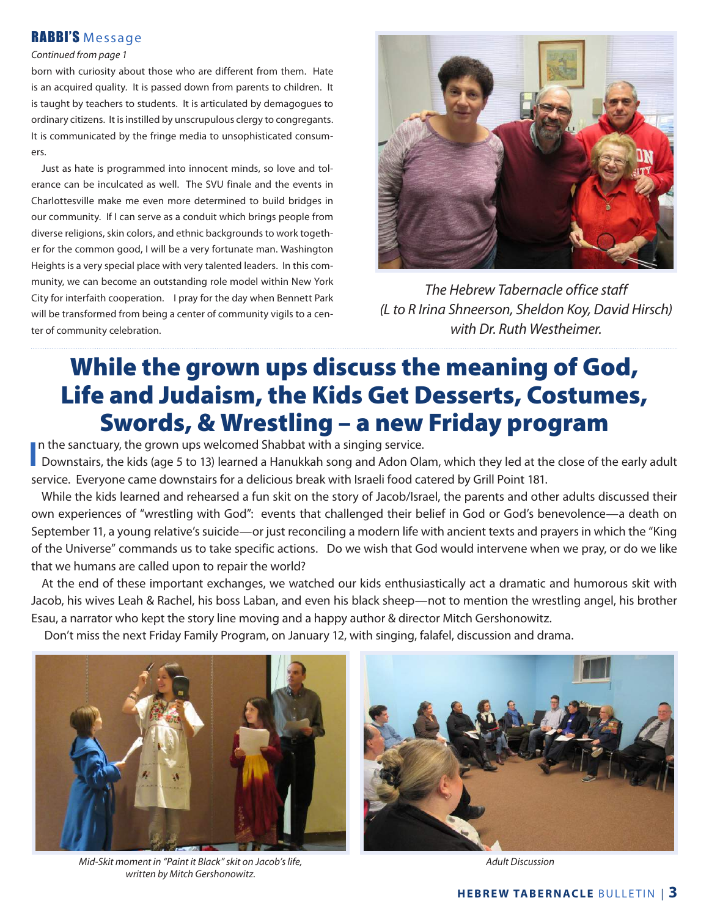## RABBI'S Message

*Continued from page 1*

born with curiosity about those who are different from them. Hate is an acquired quality. It is passed down from parents to children. It is taught by teachers to students. It is articulated by demagogues to ordinary citizens. It is instilled by unscrupulous clergy to congregants. It is communicated by the fringe media to unsophisticated consumers.

Just as hate is programmed into innocent minds, so love and tolerance can be inculcated as well. The SVU finale and the events in Charlottesville make me even more determined to build bridges in our community. If I can serve as a conduit which brings people from diverse religions, skin colors, and ethnic backgrounds to work together for the common good, I will be a very fortunate man. Washington Heights is a very special place with very talented leaders. In this community, we can become an outstanding role model within New York City for interfaith cooperation. I pray for the day when Bennett Park will be transformed from being a center of community vigils to a center of community celebration.

*The Hebrew Tabernacle office staff (L to R Irina Shneerson, Sheldon Koy, David Hirsch) with Dr. Ruth Westheimer.*

# While the grown ups discuss the meaning of God, Life and Judaism, the Kids Get Desserts, Costumes, Swords, & Wrestling – a new Friday program

In the sanctuary, the grown ups welcomed Shabbat with a singing service. Downstairs, the kids (age 5 to 13) learned a Hanukkah song and Adon Olam, which they led at the close of the early adult service. Everyone came downstairs for a delicious break with Israeli food catered by Grill Point 181.

While the kids learned and rehearsed a fun skit on the story of Jacob/Israel, the parents and other adults discussed their own experiences of "wrestling with God": events that challenged their belief in God or God's benevolence—a death on September 11, a young relative's suicide—or just reconciling a modern life with ancient texts and prayers in which the "King of the Universe" commands us to take specific actions. Do we wish that God would intervene when we pray, or do we like that we humans are called upon to repair the world?

At the end of these important exchanges, we watched our kids enthusiastically act a dramatic and humorous skit with Jacob, his wives Leah & Rachel, his boss Laban, and even his black sheep—not to mention the wrestling angel, his brother Esau, a narrator who kept the story line moving and a happy author & director Mitch Gershonowitz.

Don't miss the next Friday Family Program, on January 12, with singing, falafel, discussion and drama.

*Mid-Skit moment in "Paint it Black" skit on Jacob's life, written by Mitch Gershonowitz.*

*Adult Discussion*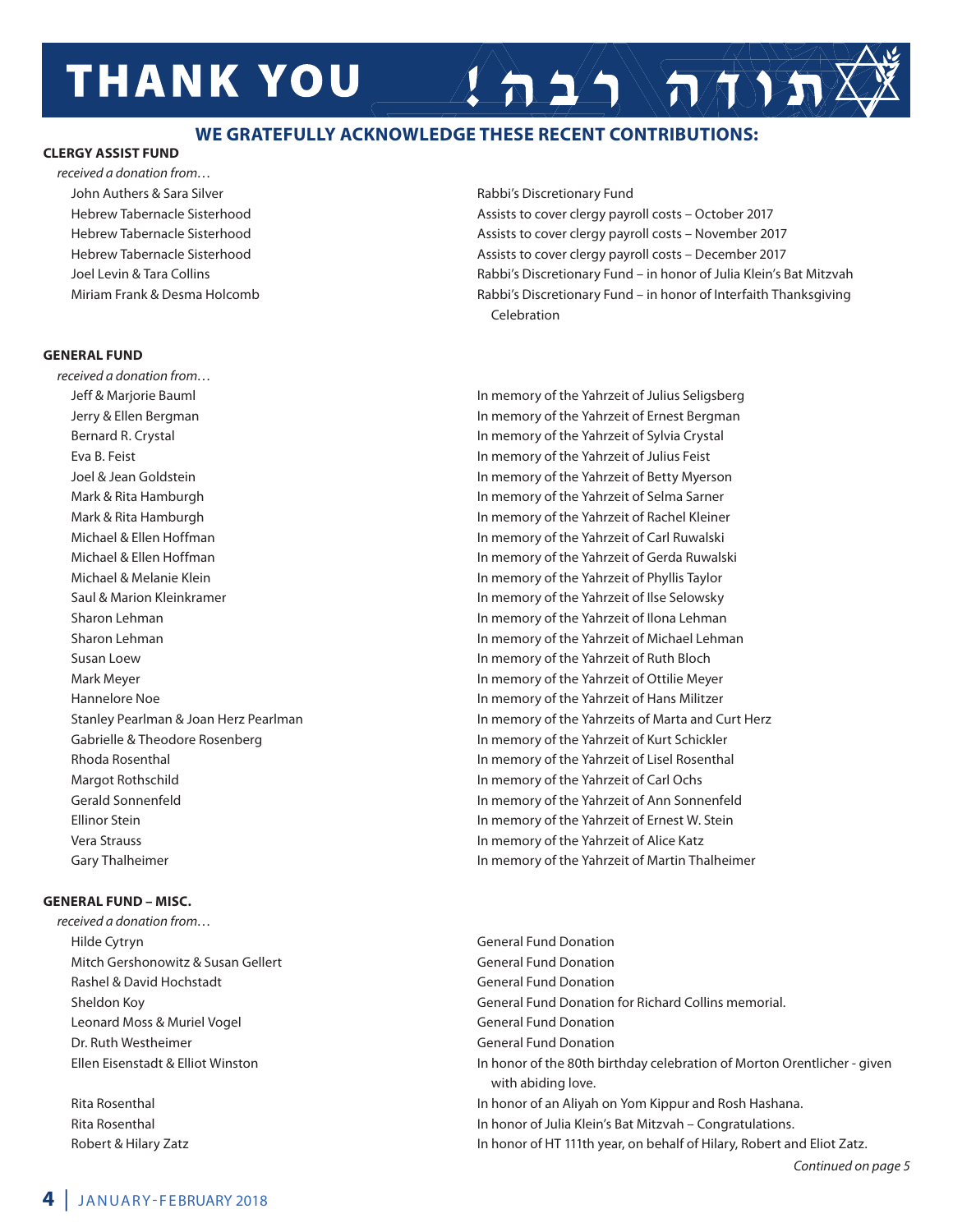# THANK YOU תודה רבה!

## WE GRATEFULLY ACKNOWLEDGE THESE RECENT CONTRIBUTIONS:

### CLERGY ASSIST FUND

*received a donation from…*

| Donor | Purpose |
|---|---|
| John Authers & Sara Silver | Rabbi's Discretionary Fund |
| Hebrew Tabernacle Sisterhood | Assists to cover clergy payroll costs – October 2017 |
| Hebrew Tabernacle Sisterhood | Assists to cover clergy payroll costs – November 2017 |
| Hebrew Tabernacle Sisterhood | Assists to cover clergy payroll costs – December 2017 |
| Joel Levin & Tara Collins | Rabbi's Discretionary Fund – in honor of Julia Klein's Bat Mitzvah |
| Miriam Frank & Desma Holcomb | Rabbi's Discretionary Fund – in honor of Interfaith Thanksgiving Celebration |

### GENERAL FUND

*received a donation from…*

| Donor | Purpose |
|---|---|
| Jeff & Marjorie Bauml | In memory of the Yahrzeit of Julius Seligsberg |
| Jerry & Ellen Bergman | In memory of the Yahrzeit of Ernest Bergman |
| Bernard R. Crystal | In memory of the Yahrzeit of Sylvia Crystal |
| Eva B. Feist | In memory of the Yahrzeit of Julius Feist |
| Joel & Jean Goldstein | In memory of the Yahrzeit of Betty Myerson |
| Mark & Rita Hamburgh | In memory of the Yahrzeit of Selma Sarner |
| Mark & Rita Hamburgh | In memory of the Yahrzeit of Rachel Kleiner |
| Michael & Ellen Hoffman | In memory of the Yahrzeit of Carl Ruwalski |
| Michael & Ellen Hoffman | In memory of the Yahrzeit of Gerda Ruwalski |
| Michael & Melanie Klein | In memory of the Yahrzeit of Phyllis Taylor |
| Saul & Marion Kleinkramer | In memory of the Yahrzeit of Ilse Selowsky |
| Sharon Lehman | In memory of the Yahrzeit of Ilona Lehman |
| Sharon Lehman | In memory of the Yahrzeit of Michael Lehman |
| Susan Loew | In memory of the Yahrzeit of Ruth Bloch |
| Mark Meyer | In memory of the Yahrzeit of Ottilie Meyer |
| Hannelore Noe | In memory of the Yahrzeit of Hans Militzer |
| Stanley Pearlman & Joan Herz Pearlman | In memory of the Yahrzeits of Marta and Curt Herz |
| Gabrielle & Theodore Rosenberg | In memory of the Yahrzeit of Kurt Schickler |
| Rhoda Rosenthal | In memory of the Yahrzeit of Lisel Rosenthal |
| Margot Rothschild | In memory of the Yahrzeit of Carl Ochs |
| Gerald Sonnenfeld | In memory of the Yahrzeit of Ann Sonnenfeld |
| Ellinor Stein | In memory of the Yahrzeit of Ernest W. Stein |
| Vera Strauss | In memory of the Yahrzeit of Alice Katz |
| Gary Thalheimer | In memory of the Yahrzeit of Martin Thalheimer |

### GENERAL FUND – MISC.

*received a donation from…*

| Donor | Purpose |
|---|---|
| Hilde Cytryn | General Fund Donation |
| Mitch Gershonowitz & Susan Gellert | General Fund Donation |
| Rashel & David Hochstadt | General Fund Donation |
| Sheldon Koy | General Fund Donation for Richard Collins memorial. |
| Leonard Moss & Muriel Vogel | General Fund Donation |
| Dr. Ruth Westheimer | General Fund Donation |
| Ellen Eisenstadt & Elliot Winston | In honor of the 80th birthday celebration of Morton Orentlicher - given with abiding love. |
| Rita Rosenthal | In honor of an Aliyah on Yom Kippur and Rosh Hashana. |
| Rita Rosenthal | In honor of Julia Klein's Bat Mitzvah – Congratulations. |
| Robert & Hilary Zatz | In honor of HT 111th year, on behalf of Hilary, Robert and Eliot Zatz. |

*Continued on page 5*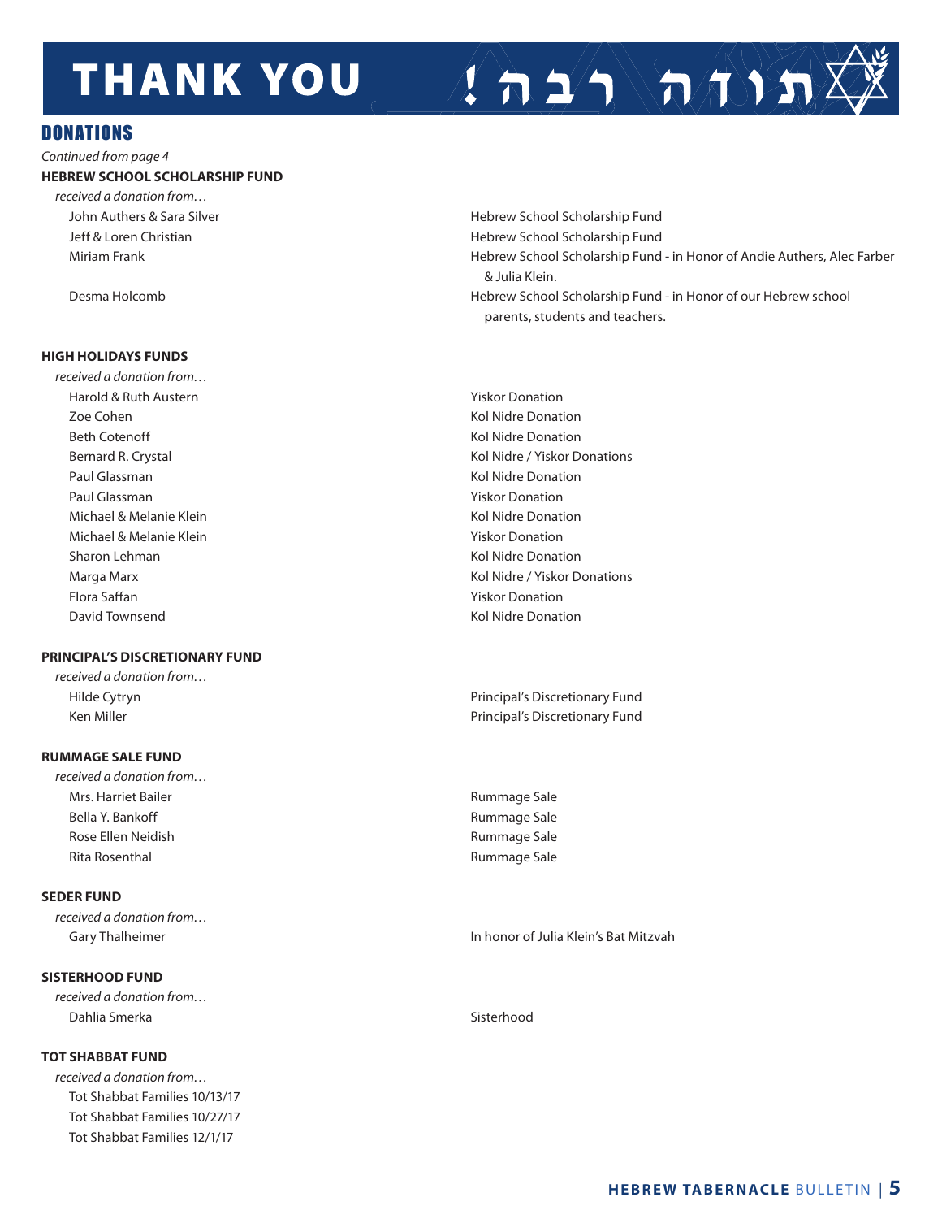# THANK YOU תודה רבה!

## DONATIONS

*Continued from page 4*

**HEBREW SCHOOL SCHOLARSHIP FUND**

*received a donation from…*

| | |
|---|---|
| John Authers & Sara Silver | Hebrew School Scholarship Fund |
| Jeff & Loren Christian | Hebrew School Scholarship Fund |
| Miriam Frank | Hebrew School Scholarship Fund - in Honor of Andie Authers, Alec Farber & Julia Klein. |
| Desma Holcomb | Hebrew School Scholarship Fund - in Honor of our Hebrew school parents, students and teachers. |

**HIGH HOLIDAYS FUNDS**

*received a donation from…*

| | |
|---|---|
| Harold & Ruth Austern | Yiskor Donation |
| Zoe Cohen | Kol Nidre Donation |
| Beth Cotenoff | Kol Nidre Donation |
| Bernard R. Crystal | Kol Nidre / Yiskor Donations |
| Paul Glassman | Kol Nidre Donation |
| Paul Glassman | Yiskor Donation |
| Michael & Melanie Klein | Kol Nidre Donation |
| Michael & Melanie Klein | Yiskor Donation |
| Sharon Lehman | Kol Nidre Donation |
| Marga Marx | Kol Nidre / Yiskor Donations |
| Flora Saffan | Yiskor Donation |
| David Townsend | Kol Nidre Donation |

**PRINCIPAL'S DISCRETIONARY FUND**

*received a donation from…*

| | |
|---|---|
| Hilde Cytryn | Principal's Discretionary Fund |
| Ken Miller | Principal's Discretionary Fund |

**RUMMAGE SALE FUND**

*received a donation from…*

| | |
|---|---|
| Mrs. Harriet Bailer | Rummage Sale |
| Bella Y. Bankoff | Rummage Sale |
| Rose Ellen Neidish | Rummage Sale |
| Rita Rosenthal | Rummage Sale |

**SEDER FUND**

*received a donation from…*

| | |
|---|---|
| Gary Thalheimer | In honor of Julia Klein's Bat Mitzvah |

**SISTERHOOD FUND**

*received a donation from…*

| | |
|---|---|
| Dahlia Smerka | Sisterhood |

**TOT SHABBAT FUND**

*received a donation from…*

Tot Shabbat Families 10/13/17
Tot Shabbat Families 10/27/17
Tot Shabbat Families 12/1/17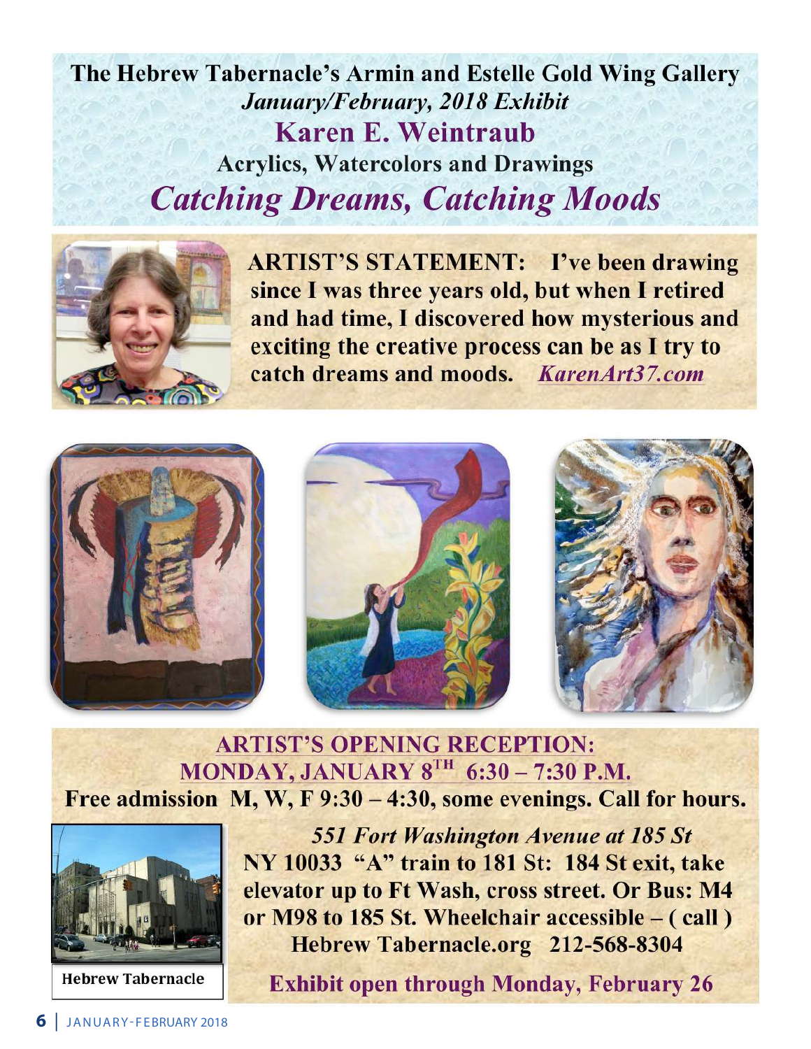# The Hebrew Tabernacle's Armin and Estelle Gold Wing Gallery

*January/February, 2018 Exhibit*

## Karen E. Weintraub

**Acrylics, Watercolors and Drawings**

## *Catching Dreams, Catching Moods*

**ARTIST'S STATEMENT: I've been drawing since I was three years old, but when I retired and had time, I discovered how mysterious and exciting the creative process can be as I try to catch dreams and moods.** *KarenArt37.com*

**ARTIST'S OPENING RECEPTION:**
**MONDAY, JANUARY 8TH 6:30 – 7:30 P.M.**

**Free admission M, W, F 9:30 – 4:30, some evenings. Call for hours.**

***551 Fort Washington Avenue at 185 St***
**NY 10033 "A" train to 181 St: 184 St exit, take elevator up to Ft Wash, cross street. Or Bus: M4 or M98 to 185 St. Wheelchair accessible – ( call )**
**Hebrew Tabernacle.org 212-568-8304**

Hebrew Tabernacle

**Exhibit open through Monday, February 26**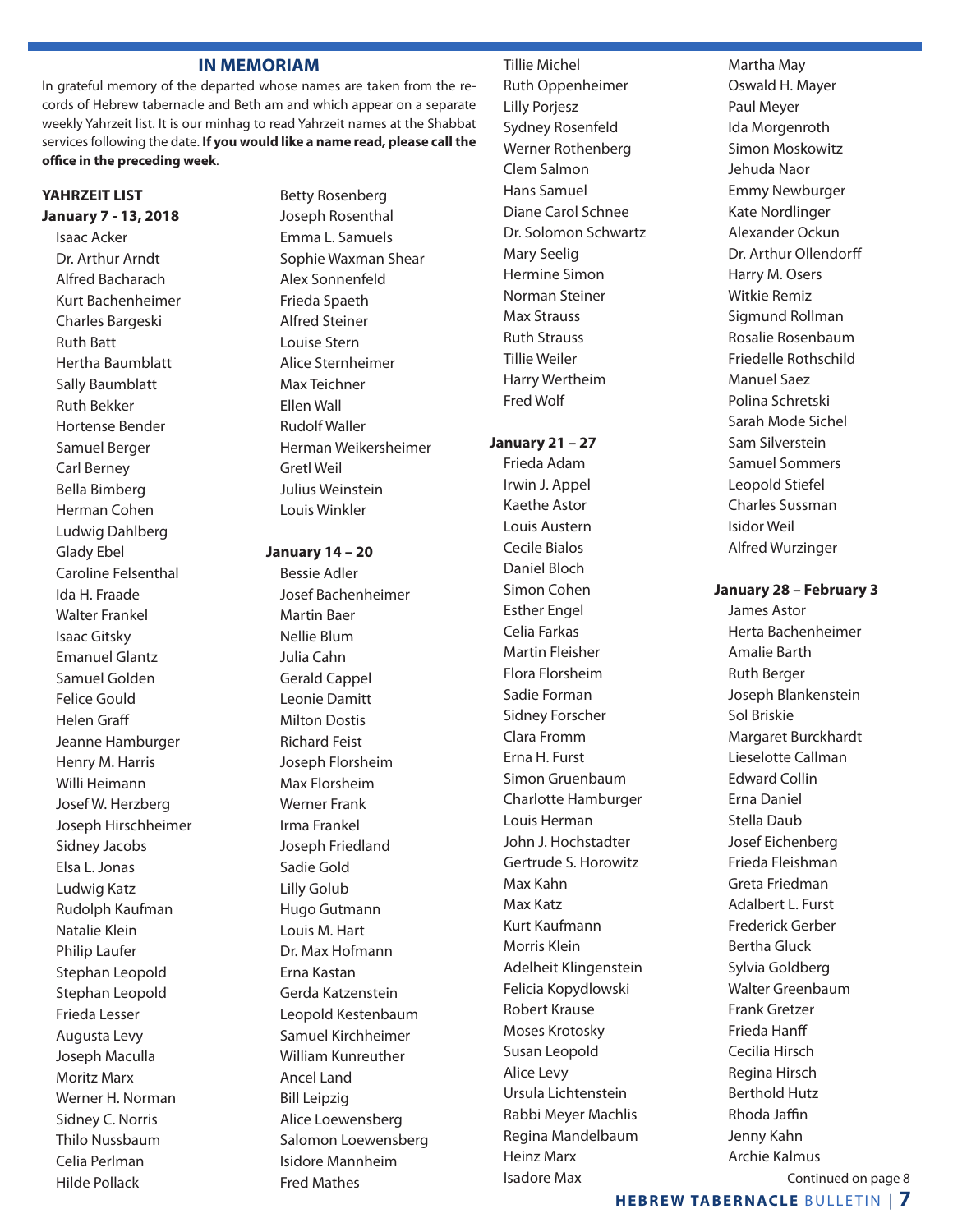## IN MEMORIAM

In grateful memory of the departed whose names are taken from the records of Hebrew tabernacle and Beth am and which appear on a separate weekly Yahrzeit list. It is our minhag to read Yahrzeit names at the Shabbat services following the date. **If you would like a name read, please call the office in the preceding week**.

**YAHRZEIT LIST**

**January 7 - 13, 2018**

Isaac Acker
Dr. Arthur Arndt
Alfred Bacharach
Kurt Bachenheimer
Charles Bargeski
Ruth Batt
Hertha Baumblatt
Sally Baumblatt
Ruth Bekker
Hortense Bender
Samuel Berger
Carl Berney
Bella Bimberg
Herman Cohen
Ludwig Dahlberg
Glady Ebel
Caroline Felsenthal
Ida H. Fraade
Walter Frankel
Isaac Gitsky
Emanuel Glantz
Samuel Golden
Felice Gould
Helen Graff
Jeanne Hamburger
Henry M. Harris
Willi Heimann
Josef W. Herzberg
Joseph Hirschheimer
Sidney Jacobs
Elsa L. Jonas
Ludwig Katz
Rudolph Kaufman
Natalie Klein
Philip Laufer
Stephan Leopold
Stephan Leopold
Frieda Lesser
Augusta Levy
Joseph Maculla
Moritz Marx
Werner H. Norman
Sidney C. Norris
Thilo Nussbaum
Celia Perlman
Hilde Pollack
Betty Rosenberg
Joseph Rosenthal
Emma L. Samuels
Sophie Waxman Shear
Alex Sonnenfeld
Frieda Spaeth
Alfred Steiner
Louise Stern
Alice Sternheimer
Max Teichner
Ellen Wall
Rudolf Waller
Herman Weikersheimer
Gretl Weil
Julius Weinstein
Louis Winkler

**January 14 – 20**

Bessie Adler
Josef Bachenheimer
Martin Baer
Nellie Blum
Julia Cahn
Gerald Cappel
Leonie Damitt
Milton Dostis
Richard Feist
Joseph Florsheim
Max Florsheim
Werner Frank
Irma Frankel
Joseph Friedland
Sadie Gold
Lilly Golub
Hugo Gutmann
Louis M. Hart
Dr. Max Hofmann
Erna Kastan
Gerda Katzenstein
Leopold Kestenbaum
Samuel Kirchheimer
William Kunreuther
Ancel Land
Bill Leipzig
Alice Loewensberg
Salomon Loewensberg
Isidore Mannheim
Fred Mathes
Tillie Michel
Ruth Oppenheimer
Lilly Porjesz
Sydney Rosenfeld
Werner Rothenberg
Clem Salmon
Hans Samuel
Diane Carol Schnee
Dr. Solomon Schwartz
Mary Seelig
Hermine Simon
Norman Steiner
Max Strauss
Ruth Strauss
Tillie Weiler
Harry Wertheim
Fred Wolf

**January 21 – 27**

Frieda Adam
Irwin J. Appel
Kaethe Astor
Louis Austern
Cecile Bialos
Daniel Bloch
Simon Cohen
Esther Engel
Celia Farkas
Martin Fleisher
Flora Florsheim
Sadie Forman
Sidney Forscher
Clara Fromm
Erna H. Furst
Simon Gruenbaum
Charlotte Hamburger
Louis Herman
John J. Hochstadter
Gertrude S. Horowitz
Max Kahn
Max Katz
Kurt Kaufmann
Morris Klein
Adelheit Klingenstein
Felicia Kopydlowski
Robert Krause
Moses Krotosky
Susan Leopold
Alice Levy
Ursula Lichtenstein
Rabbi Meyer Machlis
Regina Mandelbaum
Heinz Marx
Isadore Max
Martha May
Oswald H. Mayer
Paul Meyer
Ida Morgenroth
Simon Moskowitz
Jehuda Naor
Emmy Newburger
Kate Nordlinger
Alexander Ockun
Dr. Arthur Ollendorff
Harry M. Osers
Witkie Remiz
Sigmund Rollman
Rosalie Rosenbaum
Friedelle Rothschild
Manuel Saez
Polina Schretski
Sarah Mode Sichel
Sam Silverstein
Samuel Sommers
Leopold Stiefel
Charles Sussman
Isidor Weil
Alfred Wurzinger

**January 28 – February 3**

James Astor
Herta Bachenheimer
Amalie Barth
Ruth Berger
Joseph Blankenstein
Sol Briskie
Margaret Burckhardt
Lieselotte Callman
Edward Collin
Erna Daniel
Stella Daub
Josef Eichenberg
Frieda Fleishman
Greta Friedman
Adalbert L. Furst
Frederick Gerber
Bertha Gluck
Sylvia Goldberg
Walter Greenbaum
Frank Gretzer
Frieda Hanff
Cecilia Hirsch
Regina Hirsch
Berthold Hutz
Rhoda Jaffin
Jenny Kahn
Archie Kalmus

Continued on page 8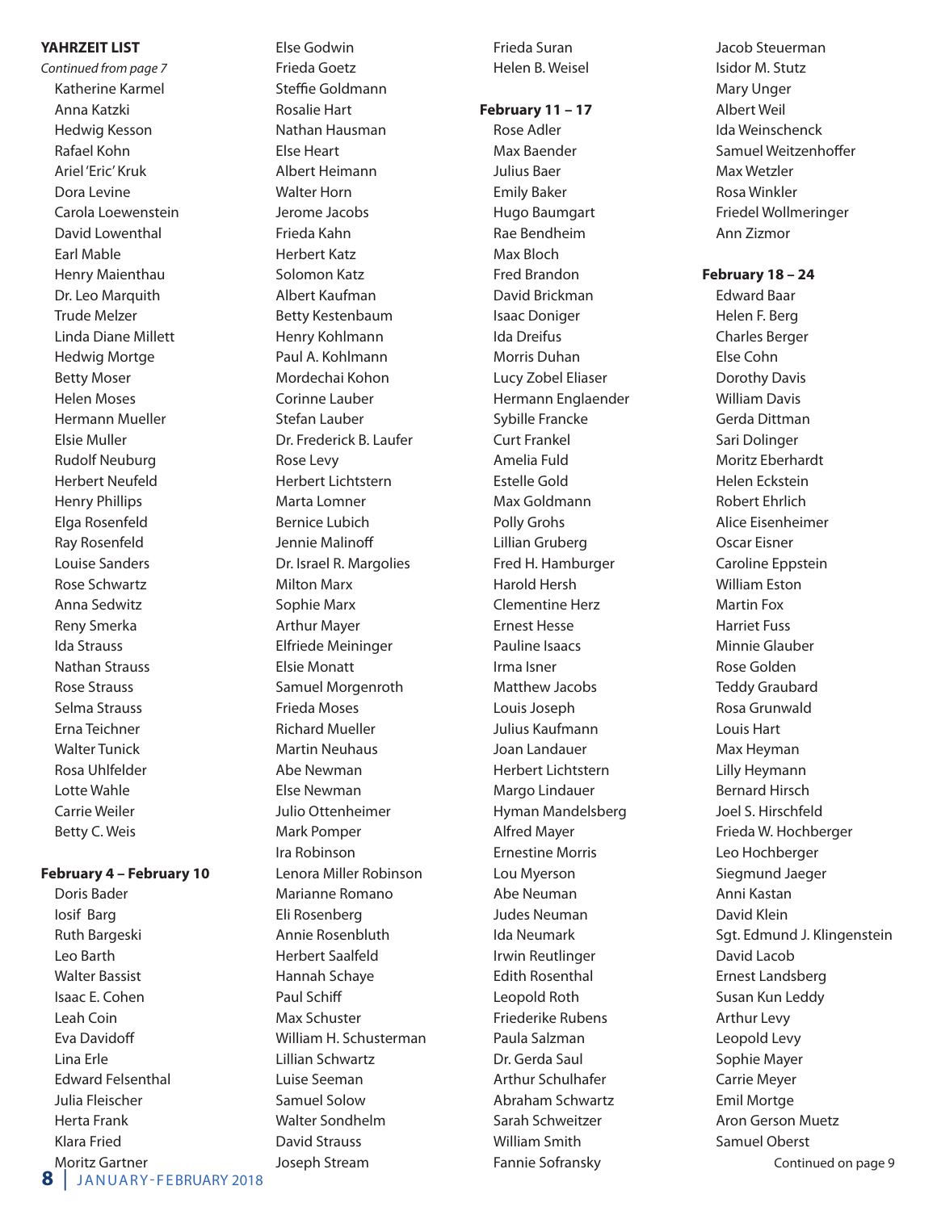**YAHRZEIT LIST**

*Continued from page 7*

Katherine Karmel
Anna Katzki
Hedwig Kesson
Rafael Kohn
Ariel 'Eric' Kruk
Dora Levine
Carola Loewenstein
David Lowenthal
Earl Mable
Henry Maienthau
Dr. Leo Marquith
Trude Melzer
Linda Diane Millett
Hedwig Mortge
Betty Moser
Helen Moses
Hermann Mueller
Elsie Muller
Rudolf Neuburg
Herbert Neufeld
Henry Phillips
Elga Rosenfeld
Ray Rosenfeld
Louise Sanders
Rose Schwartz
Anna Sedwitz
Reny Smerka
Ida Strauss
Nathan Strauss
Rose Strauss
Selma Strauss
Erna Teichner
Walter Tunick
Rosa Uhlfelder
Lotte Wahle
Carrie Weiler
Betty C. Weis

**February 4 – February 10**

Doris Bader
Iosif Barg
Ruth Bargeski
Leo Barth
Walter Bassist
Isaac E. Cohen
Leah Coin
Eva Davidoff
Lina Erle
Edward Felsenthal
Julia Fleischer
Herta Frank
Klara Fried
Moritz Gartner
Else Godwin
Frieda Goetz
Steffie Goldmann
Rosalie Hart
Nathan Hausman
Else Heart
Albert Heimann
Walter Horn
Jerome Jacobs
Frieda Kahn
Herbert Katz
Solomon Katz
Albert Kaufman
Betty Kestenbaum
Henry Kohlmann
Paul A. Kohlmann
Mordechai Kohon
Corinne Lauber
Stefan Lauber
Dr. Frederick B. Laufer
Rose Levy
Herbert Lichtstern
Marta Lomner
Bernice Lubich
Jennie Malinoff
Dr. Israel R. Margolies
Milton Marx
Sophie Marx
Arthur Mayer
Elfriede Meininger
Elsie Monatt
Samuel Morgenroth
Frieda Moses
Richard Mueller
Martin Neuhaus
Abe Newman
Else Newman
Julio Ottenheimer
Mark Pomper
Ira Robinson
Lenora Miller Robinson
Marianne Romano
Eli Rosenberg
Annie Rosenbluth
Herbert Saalfeld
Hannah Schaye
Paul Schiff
Max Schuster
William H. Schusterman
Lillian Schwartz
Luise Seeman
Samuel Solow
Walter Sondhelm
David Strauss
Joseph Stream
Frieda Suran
Helen B. Weisel

**February 11 – 17**

Rose Adler
Max Baender
Julius Baer
Emily Baker
Hugo Baumgart
Rae Bendheim
Max Bloch
Fred Brandon
David Brickman
Isaac Doniger
Ida Dreifus
Morris Duhan
Lucy Zobel Eliaser
Hermann Englaender
Sybille Francke
Curt Frankel
Amelia Fuld
Estelle Gold
Max Goldmann
Polly Grohs
Lillian Gruberg
Fred H. Hamburger
Harold Hersh
Clementine Herz
Ernest Hesse
Pauline Isaacs
Irma Isner
Matthew Jacobs
Louis Joseph
Julius Kaufmann
Joan Landauer
Herbert Lichtstern
Margo Lindauer
Hyman Mandelsberg
Alfred Mayer
Ernestine Morris
Lou Myerson
Abe Neuman
Judes Neuman
Ida Neumark
Irwin Reutlinger
Edith Rosenthal
Leopold Roth
Friederike Rubens
Paula Salzman
Dr. Gerda Saul
Arthur Schulhafer
Abraham Schwartz
Sarah Schweitzer
William Smith
Fannie Sofransky
Jacob Steuerman
Isidor M. Stutz
Mary Unger
Albert Weil
Ida Weinschenck
Samuel Weitzenhoffer
Max Wetzler
Rosa Winkler
Friedel Wollmeringer
Ann Zizmor

**February 18 – 24**

Edward Baar
Helen F. Berg
Charles Berger
Else Cohn
Dorothy Davis
William Davis
Gerda Dittman
Sari Dolinger
Moritz Eberhardt
Helen Eckstein
Robert Ehrlich
Alice Eisenheimer
Oscar Eisner
Caroline Eppstein
William Eston
Martin Fox
Harriet Fuss
Minnie Glauber
Rose Golden
Teddy Graubard
Rosa Grunwald
Louis Hart
Max Heyman
Lilly Heymann
Bernard Hirsch
Joel S. Hirschfeld
Frieda W. Hochberger
Leo Hochberger
Siegmund Jaeger
Anni Kastan
David Klein
Sgt. Edmund J. Klingenstein
David Lacob
Ernest Landsberg
Susan Kun Leddy
Arthur Levy
Leopold Levy
Sophie Mayer
Carrie Meyer
Emil Mortge
Aron Gerson Muetz
Samuel Oberst

Continued on page 9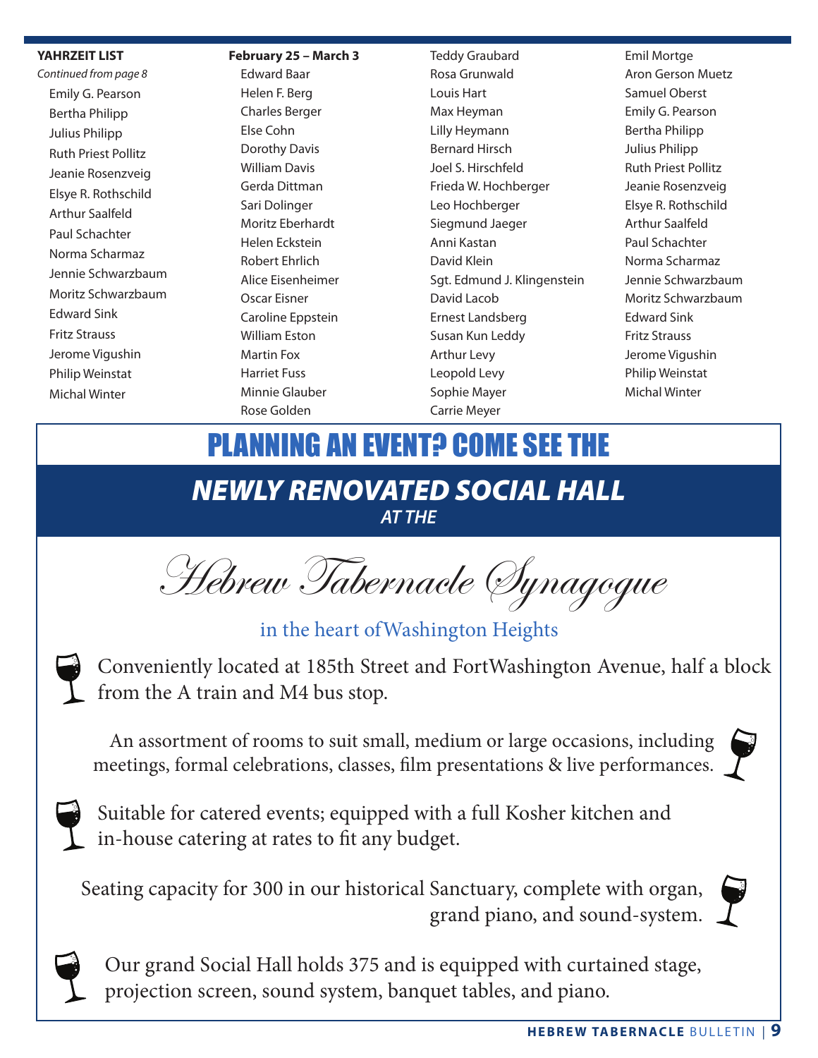**YAHRZEIT LIST**

*Continued from page 8*

Emily G. Pearson
Bertha Philipp
Julius Philipp
Ruth Priest Pollitz
Jeanie Rosenzveig
Elsye R. Rothschild
Arthur Saalfeld
Paul Schachter
Norma Scharmaz
Jennie Schwarzbaum
Moritz Schwarzbaum
Edward Sink
Fritz Strauss
Jerome Vigushin
Philip Weinstat
Michal Winter

**February 25 – March 3**

Edward Baar
Helen F. Berg
Charles Berger
Else Cohn
Dorothy Davis
William Davis
Gerda Dittman
Sari Dolinger
Moritz Eberhardt
Helen Eckstein
Robert Ehrlich
Alice Eisenheimer
Oscar Eisner
Caroline Eppstein
William Eston
Martin Fox
Harriet Fuss
Minnie Glauber
Rose Golden
Teddy Graubard
Rosa Grunwald
Louis Hart
Max Heyman
Lilly Heymann
Bernard Hirsch
Joel S. Hirschfeld
Frieda W. Hochberger
Leo Hochberger
Siegmund Jaeger
Anni Kastan
David Klein
Sgt. Edmund J. Klingenstein
David Lacob
Ernest Landsberg
Susan Kun Leddy
Arthur Levy
Leopold Levy
Sophie Mayer
Carrie Meyer
Emil Mortge
Aron Gerson Muetz
Samuel Oberst
Emily G. Pearson
Bertha Philipp
Julius Philipp
Ruth Priest Pollitz
Jeanie Rosenzveig
Elsye R. Rothschild
Arthur Saalfeld
Paul Schachter
Norma Scharmaz
Jennie Schwarzbaum
Moritz Schwarzbaum
Edward Sink
Fritz Strauss
Jerome Vigushin
Philip Weinstat
Michal Winter

# PLANNING AN EVENT? COME SEE THE

## *NEWLY RENOVATED SOCIAL HALL*

*AT THE*

## *Hebrew Tabernacle Synagogue*

in the heart of Washington Heights

- Conveniently located at 185th Street and Fort Washington Avenue, half a block from the A train and M4 bus stop.
- An assortment of rooms to suit small, medium or large occasions, including meetings, formal celebrations, classes, film presentations & live performances.
- Suitable for catered events; equipped with a full Kosher kitchen and in-house catering at rates to fit any budget.
- Seating capacity for 300 in our historical Sanctuary, complete with organ, grand piano, and sound-system.
- Our grand Social Hall holds 375 and is equipped with curtained stage, projection screen, sound system, banquet tables, and piano.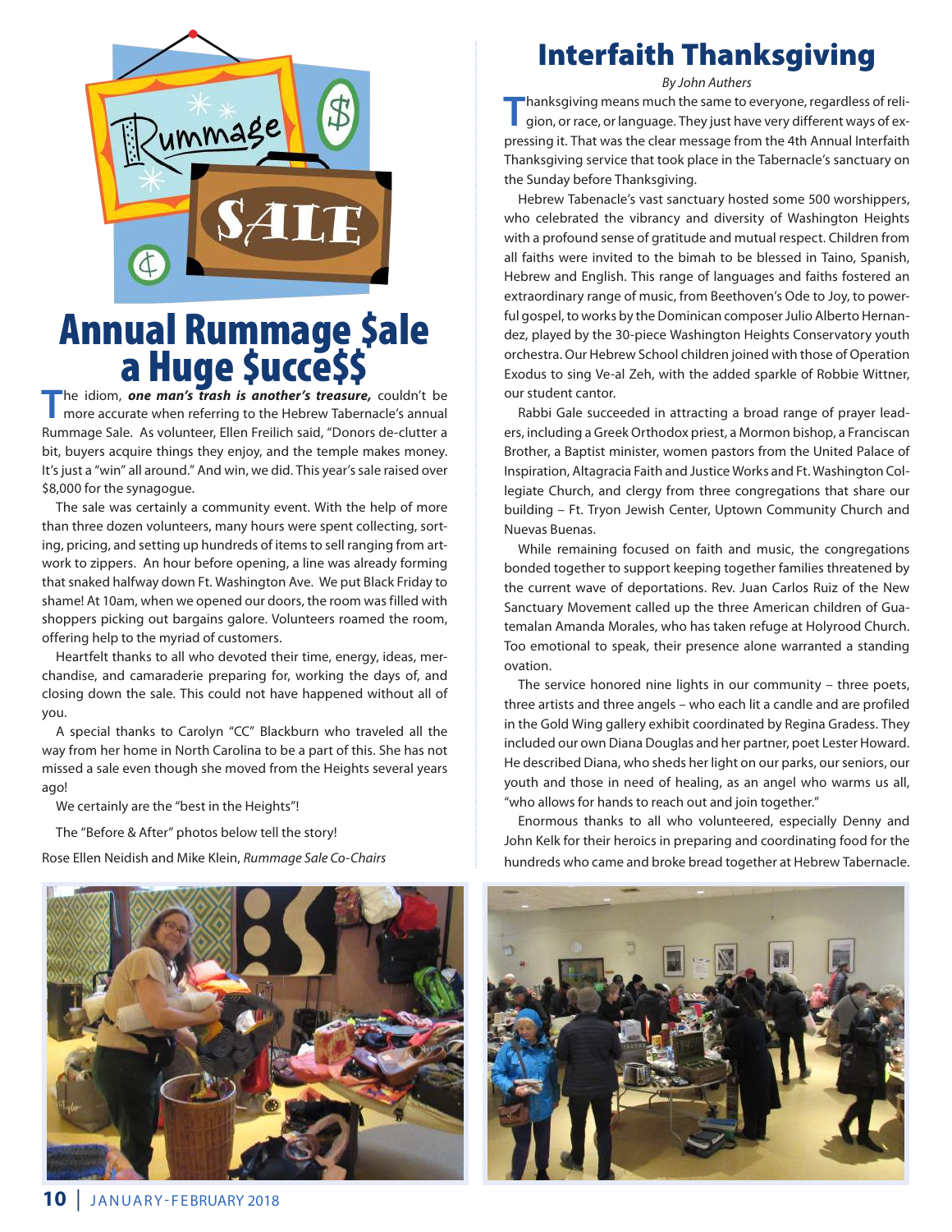# Annual Rummage $ale a Huge $ucce$$

The idiom, ***one man's trash is another's treasure,*** couldn't be more accurate when referring to the Hebrew Tabernacle's annual Rummage Sale. As volunteer, Ellen Freilich said, "Donors de-clutter a bit, buyers acquire things they enjoy, and the temple makes money. It's just a "win" all around." And win, we did. This year's sale raised over $8,000 for the synagogue.

The sale was certainly a community event. With the help of more than three dozen volunteers, many hours were spent collecting, sorting, pricing, and setting up hundreds of items to sell ranging from artwork to zippers. An hour before opening, a line was already forming that snaked halfway down Ft. Washington Ave. We put Black Friday to shame! At 10am, when we opened our doors, the room was filled with shoppers picking out bargains galore. Volunteers roamed the room, offering help to the myriad of customers.

Heartfelt thanks to all who devoted their time, energy, ideas, merchandise, and camaraderie preparing for, working the days of, and closing down the sale. This could not have happened without all of you.

A special thanks to Carolyn "CC" Blackburn who traveled all the way from her home in North Carolina to be a part of this. She has not missed a sale even though she moved from the Heights several years ago!

We certainly are the "best in the Heights"!

The "Before & After" photos below tell the story!

Rose Ellen Neidish and Mike Klein, *Rummage Sale Co-Chairs*

# Interfaith Thanksgiving

*By John Authers*

Thanksgiving means much the same to everyone, regardless of religion, or race, or language. They just have very different ways of expressing it. That was the clear message from the 4th Annual Interfaith Thanksgiving service that took place in the Tabernacle's sanctuary on the Sunday before Thanksgiving.

Hebrew Tabenacle's vast sanctuary hosted some 500 worshippers, who celebrated the vibrancy and diversity of Washington Heights with a profound sense of gratitude and mutual respect. Children from all faiths were invited to the bimah to be blessed in Taino, Spanish, Hebrew and English. This range of languages and faiths fostered an extraordinary range of music, from Beethoven's Ode to Joy, to powerful gospel, to works by the Dominican composer Julio Alberto Hernandez, played by the 30-piece Washington Heights Conservatory youth orchestra. Our Hebrew School children joined with those of Operation Exodus to sing Ve-al Zeh, with the added sparkle of Robbie Wittner, our student cantor.

Rabbi Gale succeeded in attracting a broad range of prayer leaders, including a Greek Orthodox priest, a Mormon bishop, a Franciscan Brother, a Baptist minister, women pastors from the United Palace of Inspiration, Altagracia Faith and Justice Works and Ft. Washington Collegiate Church, and clergy from three congregations that share our building – Ft. Tryon Jewish Center, Uptown Community Church and Nuevas Buenas.

While remaining focused on faith and music, the congregations bonded together to support keeping together families threatened by the current wave of deportations. Rev. Juan Carlos Ruiz of the New Sanctuary Movement called up the three American children of Guatemalan Amanda Morales, who has taken refuge at Holyrood Church. Too emotional to speak, their presence alone warranted a standing ovation.

The service honored nine lights in our community – three poets, three artists and three angels – who each lit a candle and are profiled in the Gold Wing gallery exhibit coordinated by Regina Gradess. They included our own Diana Douglas and her partner, poet Lester Howard. He described Diana, who sheds her light on our parks, our seniors, our youth and those in need of healing, as an angel who warms us all, "who allows for hands to reach out and join together."

Enormous thanks to all who volunteered, especially Denny and John Kelk for their heroics in preparing and coordinating food for the hundreds who came and broke bread together at Hebrew Tabernacle.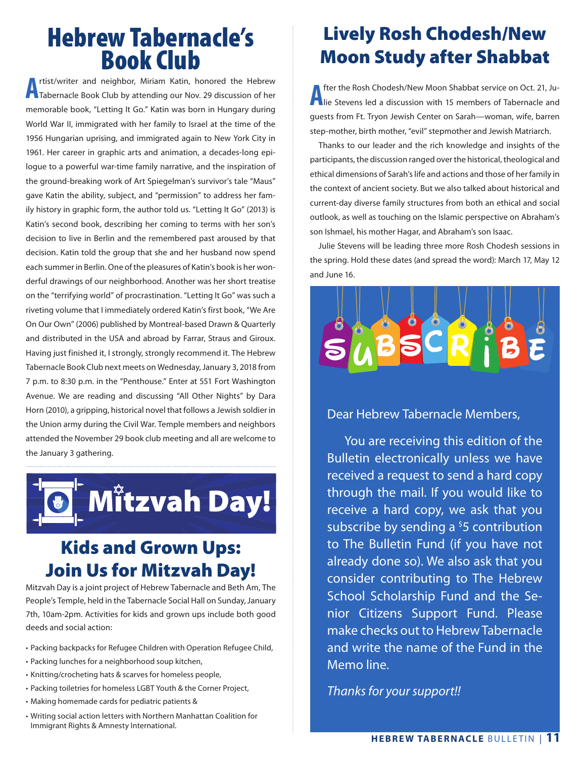# Hebrew Tabernacle's Book Club

Artist/writer and neighbor, Miriam Katin, honored the Hebrew Tabernacle Book Club by attending our Nov. 29 discussion of her memorable book, "Letting It Go." Katin was born in Hungary during World War II, immigrated with her family to Israel at the time of the 1956 Hungarian uprising, and immigrated again to New York City in 1961. Her career in graphic arts and animation, a decades-long epilogue to a powerful war-time family narrative, and the inspiration of the ground-breaking work of Art Spiegelman's survivor's tale "Maus" gave Katin the ability, subject, and "permission" to address her family history in graphic form, the author told us. "Letting It Go" (2013) is Katin's second book, describing her coming to terms with her son's decision to live in Berlin and the remembered past aroused by that decision. Katin told the group that she and her husband now spend each summer in Berlin. One of the pleasures of Katin's book is her wonderful drawings of our neighborhood. Another was her short treatise on the "terrifying world" of procrastination. "Letting It Go" was such a riveting volume that I immediately ordered Katin's first book, "We Are On Our Own" (2006) published by Montreal-based Drawn & Quarterly and distributed in the USA and abroad by Farrar, Straus and Giroux. Having just finished it, I strongly, strongly recommend it. The Hebrew Tabernacle Book Club next meets on Wednesday, January 3, 2018 from 7 p.m. to 8:30 p.m. in the "Penthouse." Enter at 551 Fort Washington Avenue. We are reading and discussing "All Other Nights" by Dara Horn (2010), a gripping, historical novel that follows a Jewish soldier in the Union army during the Civil War. Temple members and neighbors attended the November 29 book club meeting and all are welcome to the January 3 gathering.

**Mitzvah Day!**

## Kids and Grown Ups: Join Us for Mitzvah Day!

Mitzvah Day is a joint project of Hebrew Tabernacle and Beth Am, The People's Temple, held in the Tabernacle Social Hall on Sunday, January 7th, 10am-2pm. Activities for kids and grown ups include both good deeds and social action:

- Packing backpacks for Refugee Children with Operation Refugee Child,
- Packing lunches for a neighborhood soup kitchen,
- Knitting/crocheting hats & scarves for homeless people,
- Packing toiletries for homeless LGBT Youth & the Corner Project,
- Making homemade cards for pediatric patients &
- Writing social action letters with Northern Manhattan Coalition for Immigrant Rights & Amnesty International.

# Lively Rosh Chodesh/New Moon Study after Shabbat

After the Rosh Chodesh/New Moon Shabbat service on Oct. 21, Julie Stevens led a discussion with 15 members of Tabernacle and guests from Ft. Tryon Jewish Center on Sarah—woman, wife, barren step-mother, birth mother, "evil" stepmother and Jewish Matriarch.

Thanks to our leader and the rich knowledge and insights of the participants, the discussion ranged over the historical, theological and ethical dimensions of Sarah's life and actions and those of her family in the context of ancient society. But we also talked about historical and current-day diverse family structures from both an ethical and social outlook, as well as touching on the Islamic perspective on Abraham's son Ishmael, his mother Hagar, and Abraham's son Isaac.

Julie Stevens will be leading three more Rosh Chodesh sessions in the spring. Hold these dates (and spread the word): March 17, May 12 and June 16.

**SUBSCRIBE**

Dear Hebrew Tabernacle Members,

You are receiving this edition of the Bulletin electronically unless we have received a request to send a hard copy through the mail. If you would like to receive a hard copy, we ask that you subscribe by sending a $5 contribution to The Bulletin Fund (if you have not already done so). We also ask that you consider contributing to The Hebrew School Scholarship Fund and the Senior Citizens Support Fund. Please make checks out to Hebrew Tabernacle and write the name of the Fund in the Memo line.

*Thanks for your support!!*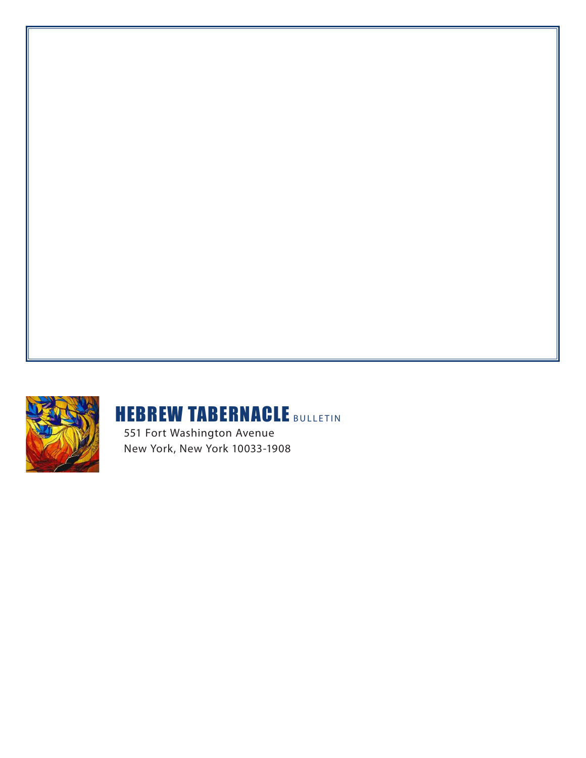**HEBREW TABERNACLE** BULLETIN

551 Fort Washington Avenue
New York, New York 10033-1908